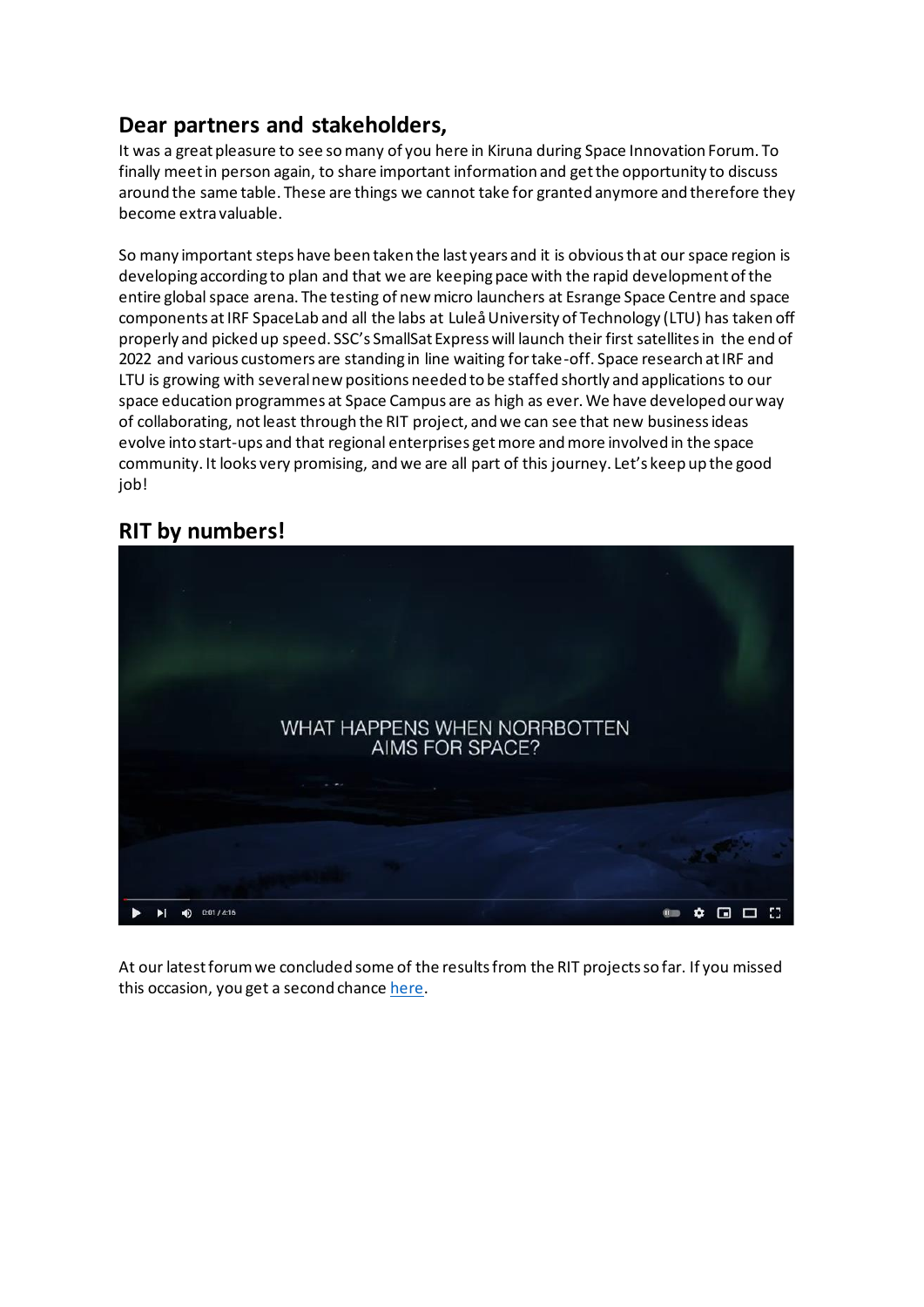## Dear partners and stakeholders,

It was a great pleasure to see so many of you here in Kiruna during Space Innovation Forum. To finally meet in person again, to share important information and get the opportunity to discuss around the same table. These are things we cannot take for granted anymore and therefore they become extra valuable.

So many important steps have been taken the last years and it is obvious that our space region is developing according to plan and that we are keeping pace with the rapid development of the entire global space arena. The testing of new micro launchers at Esrange Space Centre and space components at IRF SpaceLab and all the labs at Luleå University of Technology (LTU) has taken off properly and picked up speed. SSC's SmallSat Express will launch their first satellites in the end of 2022 and various customers are standing in line waiting for take-off. Space research at IRF and LTU is growing with several new positions needed to be staffed shortly and applications to our space education programmes at Space Campus are as high as ever. We have developed our way of collaborating, not least through the RIT project, and we can see that new business ideas evolve into start-ups and that regional enterprises get more and more involved in the space community. It looks very promising, and we are all part of this journey. Let's keep up the good job!

## RIT by numbers!

WHAT HAPPENS WHEN NORRBOTTEN AIMS FOR SPACE?

At our latest forum we concluded some of the results from the RIT projects so far. If you missed this occasion, you get a second chance here.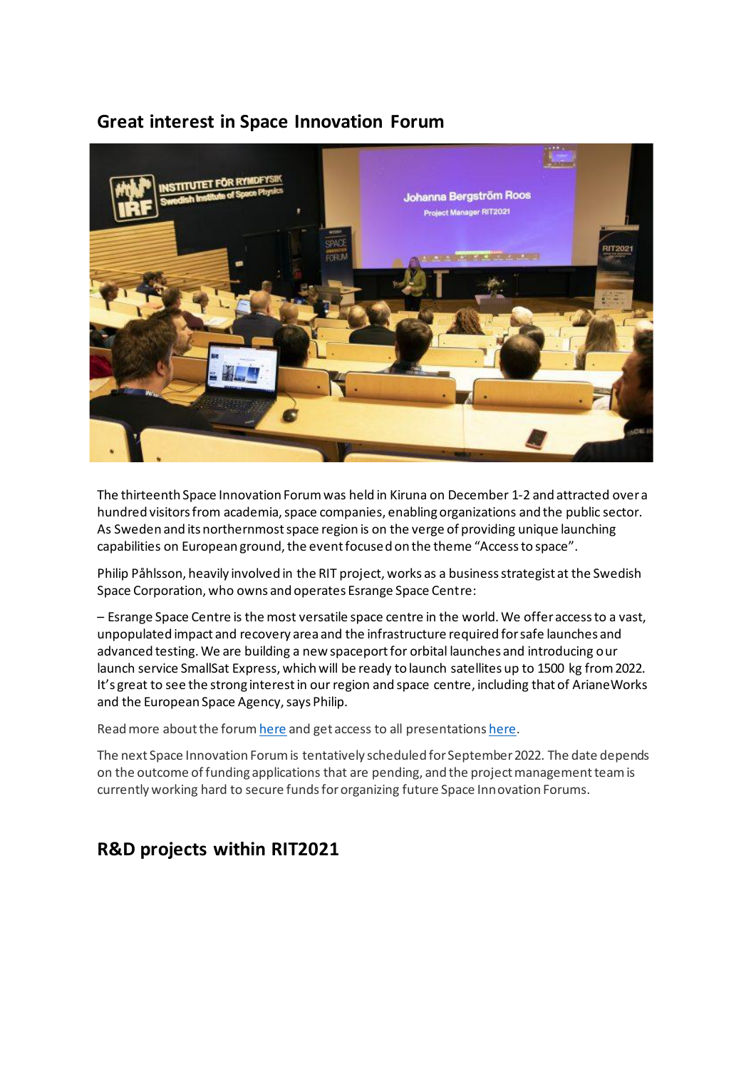## Great interest in Space Innovation Forum

The thirteenth Space Innovation Forum was held in Kiruna on December 1-2 and attracted over a hundred visitors from academia, space companies, enabling organizations and the public sector. As Sweden and its northernmost space region is on the verge of providing unique launching capabilities on European ground, the event focused on the theme “Access to space”.

Philip Påhlsson, heavily involved in the RIT project, works as a business strategist at the Swedish Space Corporation, who owns and operates Esrange Space Centre:

– Esrange Space Centre is the most versatile space centre in the world. We offer access to a vast, unpopulated impact and recovery area and the infrastructure required for safe launches and advanced testing. We are building a new spaceport for orbital launches and introducing our launch service SmallSat Express, which will be ready to launch satellites up to 1500 kg from 2022. It’s great to see the strong interest in our region and space centre, including that of ArianeWorks and the European Space Agency, says Philip.

Read more about the forum here and get access to all presentations here.

The next Space Innovation Forum is tentatively scheduled for September 2022. The date depends on the outcome of funding applications that are pending, and the project management team is currently working hard to secure funds for organizing future Space Innovation Forums.

## R&D projects within RIT2021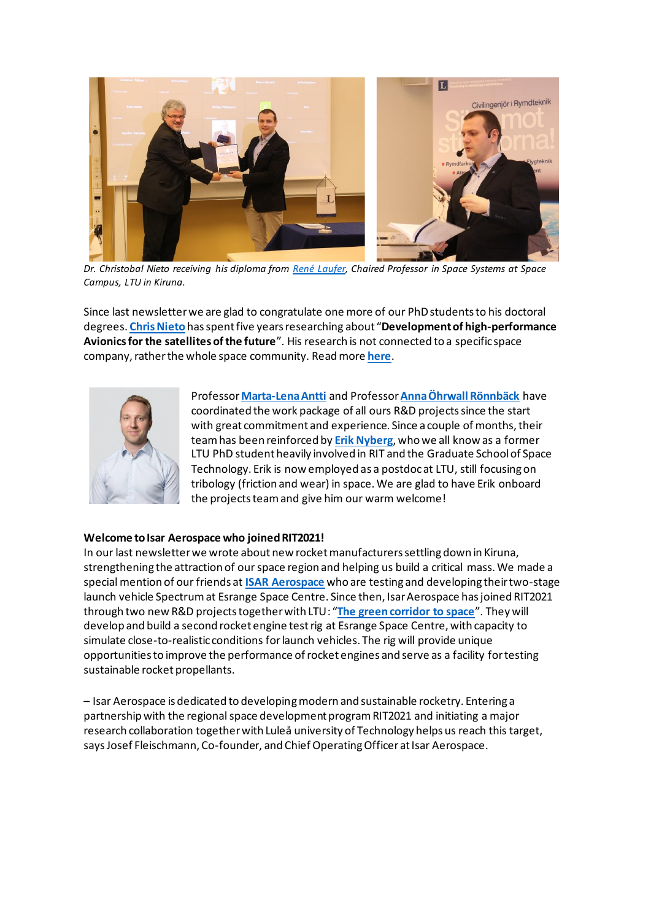*Dr. Christobal Nieto receiving his diploma from [René Laufer](), Chaired Professor in Space Systems at Space Campus, LTU in Kiruna.*

Since last newsletter we are glad to congratulate one more of our PhD students to his doctoral degrees. [**Chris Nieto**]() has spent five years researching about "**Development of high-performance Avionics for the satellites of the future**". His research is not connected to a specific space company, rather the whole space community. Read more [**here**]().

Professor [**Marta-Lena Antti**]() and Professor [**Anna Öhrwall Rönnbäck**]() have coordinated the work package of all ours R&D projects since the start with great commitment and experience. Since a couple of months, their team has been reinforced by [**Erik Nyberg**](), who we all know as a former LTU PhD student heavily involved in RIT and the Graduate School of Space Technology. Erik is now employed as a postdoc at LTU, still focusing on tribology (friction and wear) in space. We are glad to have Erik onboard the projects team and give him our warm welcome!

**Welcome to Isar Aerospace who joined RIT2021!**

In our last newsletter we wrote about new rocket manufacturers settling down in Kiruna, strengthening the attraction of our space region and helping us build a critical mass. We made a special mention of our friends at [**ISAR Aerospace**]() who are testing and developing their two-stage launch vehicle Spectrum at Esrange Space Centre. Since then, Isar Aerospace has joined RIT2021 through two new R&D projects together with LTU: "[**The green corridor to space**]()". They will develop and build a second rocket engine test rig at Esrange Space Centre, with capacity to simulate close-to-realistic conditions for launch vehicles. The rig will provide unique opportunities to improve the performance of rocket engines and serve as a facility for testing sustainable rocket propellants.

– Isar Aerospace is dedicated to developing modern and sustainable rocketry. Entering a partnership with the regional space development program RIT2021 and initiating a major research collaboration together with Luleå university of Technology helps us reach this target, says Josef Fleischmann, Co-founder, and Chief Operating Officer at Isar Aerospace.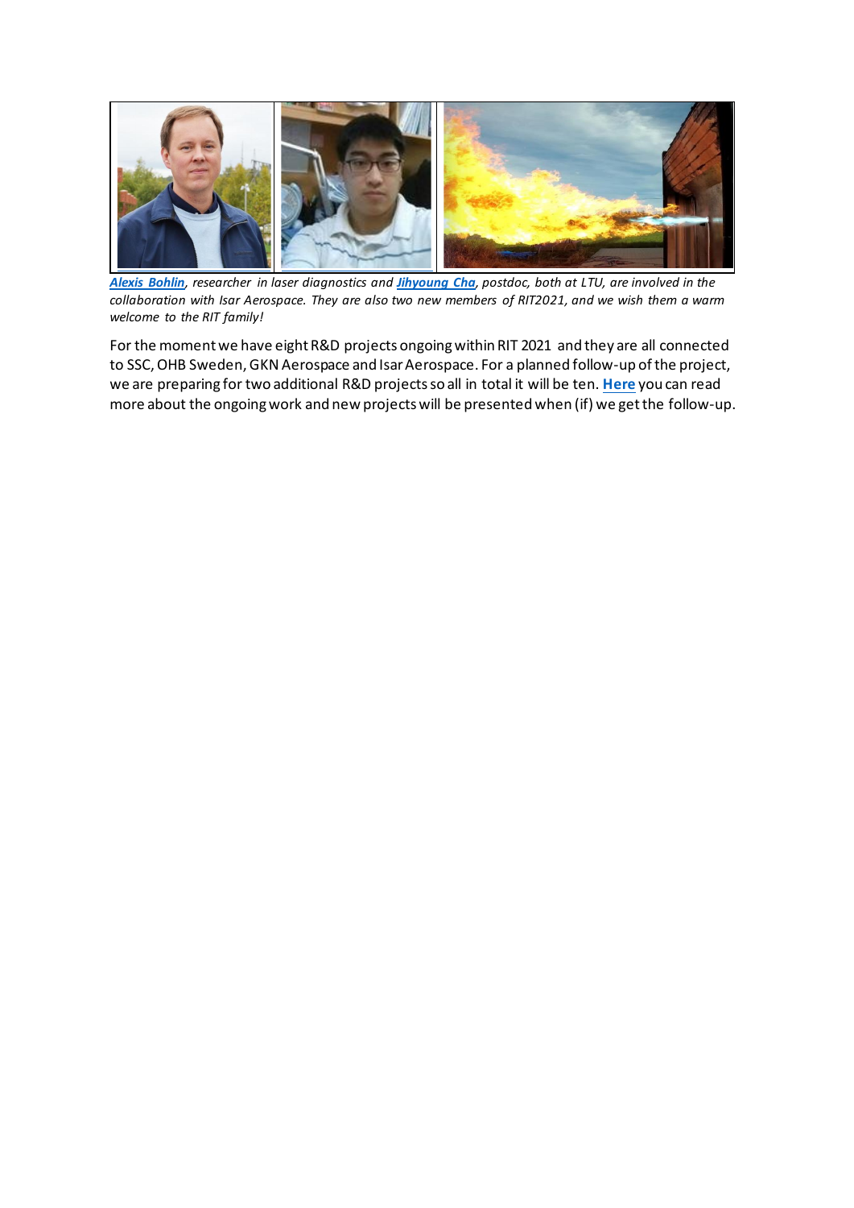***Alexis Bohlin**, researcher in laser diagnostics and **Jihyoung Cha**, postdoc, both at LTU, are involved in the collaboration with Isar Aerospace. They are also two new members of RIT2021, and we wish them a warm welcome to the RIT family!*

For the moment we have eight R&D projects ongoing within RIT 2021 and they are all connected to SSC, OHB Sweden, GKN Aerospace and Isar Aerospace. For a planned follow-up of the project, we are preparing for two additional R&D projects so all in total it will be ten. **Here** you can read more about the ongoing work and new projects will be presented when (if) we get the follow-up.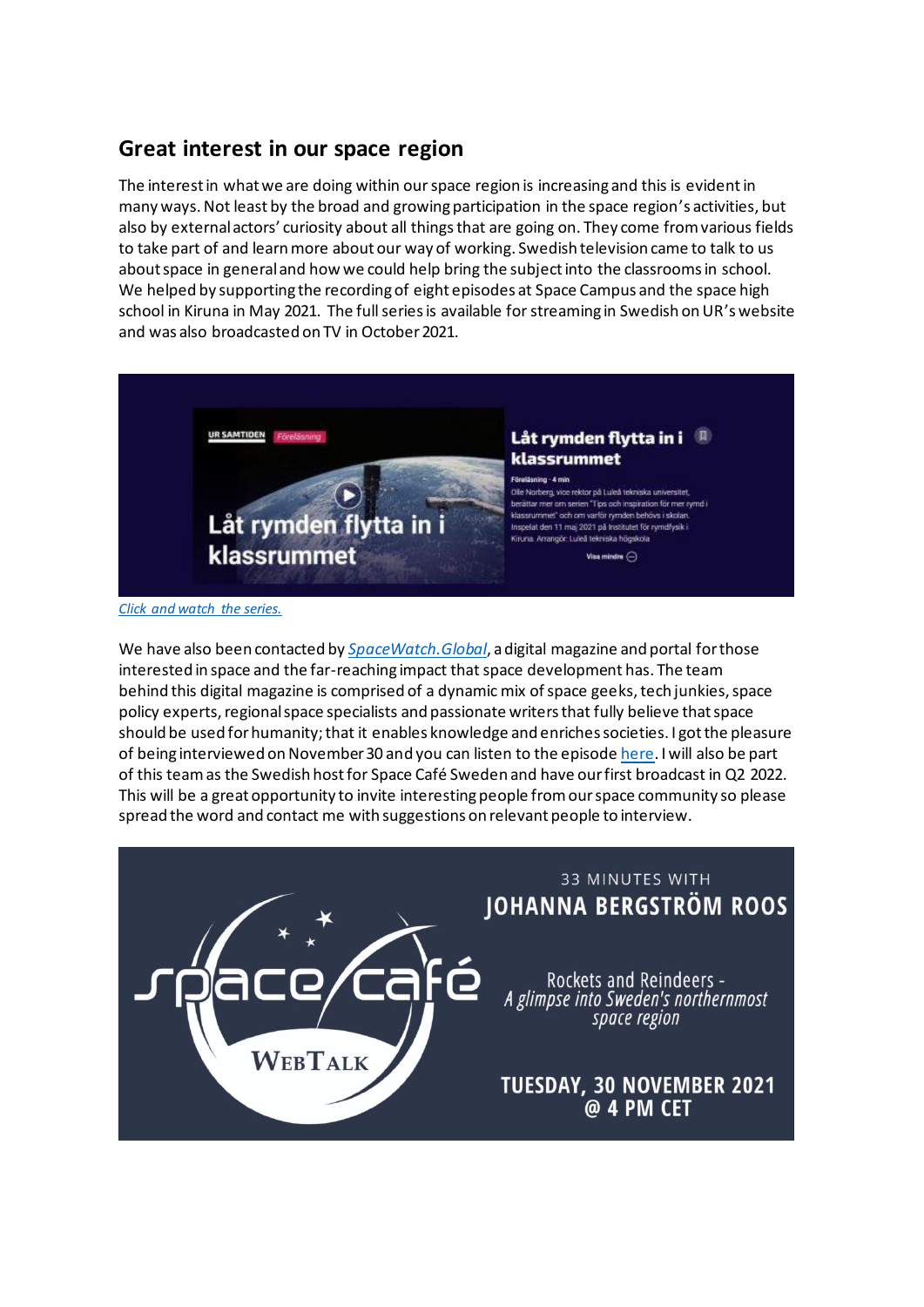## Great interest in our space region

The interest in what we are doing within our space region is increasing and this is evident in many ways. Not least by the broad and growing participation in the space region's activities, but also by external actors' curiosity about all things that are going on. They come from various fields to take part of and learn more about our way of working. Swedish television came to talk to us about space in general and how we could help bring the subject into the classrooms in school. We helped by supporting the recording of eight episodes at Space Campus and the space high school in Kiruna in May 2021. The full series is available for streaming in Swedish on UR's website and was also broadcasted on TV in October 2021.

*Click and watch the series.*

We have also been contacted by *SpaceWatch.Global*, a digital magazine and portal for those interested in space and the far-reaching impact that space development has. The team behind this digital magazine is comprised of a dynamic mix of space geeks, tech junkies, space policy experts, regional space specialists and passionate writers that fully believe that space should be used for humanity; that it enables knowledge and enriches societies. I got the pleasure of being interviewed on November 30 and you can listen to the episode here. I will also be part of this team as the Swedish host for Space Café Sweden and have our first broadcast in Q2 2022. This will be a great opportunity to invite interesting people from our space community so please spread the word and contact me with suggestions on relevant people to interview.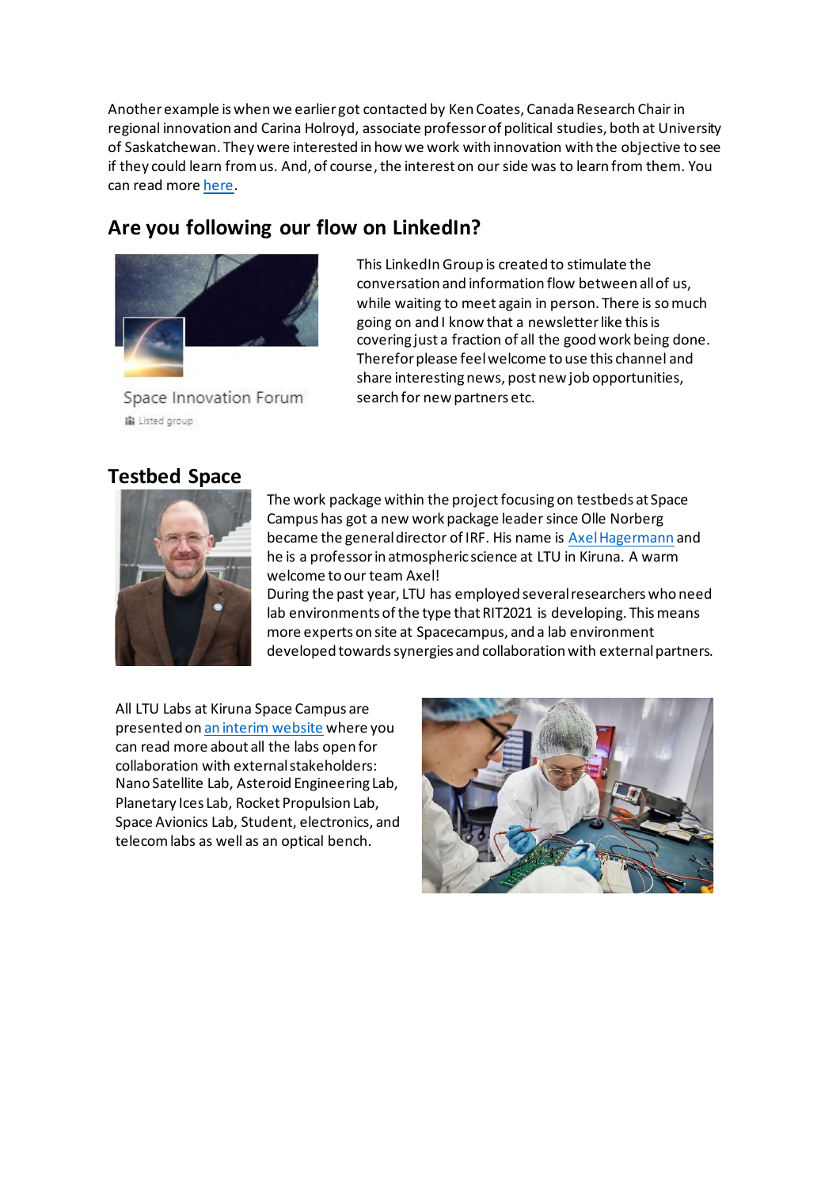Another example is when we earlier got contacted by Ken Coates, Canada Research Chair in regional innovation and Carina Holroyd, associate professor of political studies, both at University of Saskatchewan. They were interested in how we work with innovation with the objective to see if they could learn from us. And, of course, the interest on our side was to learn from them. You can read more here.

## Are you following our flow on LinkedIn?

Space Innovation Forum

Listed group

This LinkedIn Group is created to stimulate the conversation and information flow between all of us, while waiting to meet again in person. There is so much going on and I know that a newsletter like this is covering just a fraction of all the good work being done. Therefor please feel welcome to use this channel and share interesting news, post new job opportunities, search for new partners etc.

## Testbed Space

The work package within the project focusing on testbeds at Space Campus has got a new work package leader since Olle Norberg became the general director of IRF. His name is Axel Hagermann and he is a professor in atmospheric science at LTU in Kiruna. A warm welcome to our team Axel!

During the past year, LTU has employed several researchers who need lab environments of the type that RIT2021 is developing. This means more experts on site at Spacecampus, and a lab environment developed towards synergies and collaboration with external partners.

All LTU Labs at Kiruna Space Campus are presented on an interim website where you can read more about all the labs open for collaboration with external stakeholders: Nano Satellite Lab, Asteroid Engineering Lab, Planetary Ices Lab, Rocket Propulsion Lab, Space Avionics Lab, Student, electronics, and telecom labs as well as an optical bench.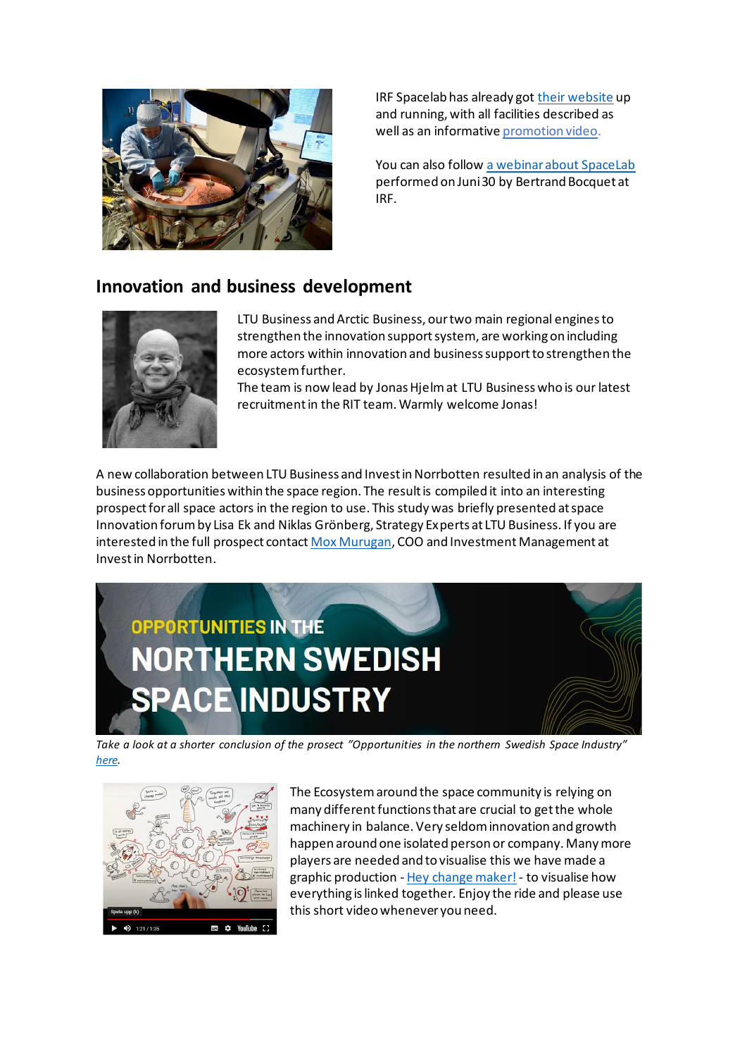IRF Spacelab has already got their website up and running, with all facilities described as well as an informative promotion video.

You can also follow a webinar about SpaceLab performed on Juni 30 by Bertrand Bocquet at IRF.

## Innovation and business development

LTU Business and Arctic Business, our two main regional engines to strengthen the innovation support system, are working on including more actors within innovation and business support to strengthen the ecosystem further.
The team is now lead by Jonas Hjelm at LTU Business who is our latest recruitment in the RIT team. Warmly welcome Jonas!

A new collaboration between LTU Business and Invest in Norrbotten resulted in an analysis of the business opportunities within the space region. The result is compiled it into an interesting prospect for all space actors in the region to use. This study was briefly presented at space Innovation forum by Lisa Ek and Niklas Grönberg, Strategy Experts at LTU Business. If you are interested in the full prospect contact Mox Murugan, COO and Investment Management at Invest in Norrbotten.

OPPORTUNITIES IN THE NORTHERN SWEDISH SPACE INDUSTRY

*Take a look at a shorter conclusion of the prosect "Opportunities in the northern Swedish Space Industry" here.*

The Ecosystem around the space community is relying on many different functions that are crucial to get the whole machinery in balance. Very seldom innovation and growth happen around one isolated person or company. Many more players are needed and to visualise this we have made a graphic production - Hey change maker! - to visualise how everything is linked together. Enjoy the ride and please use this short video whenever you need.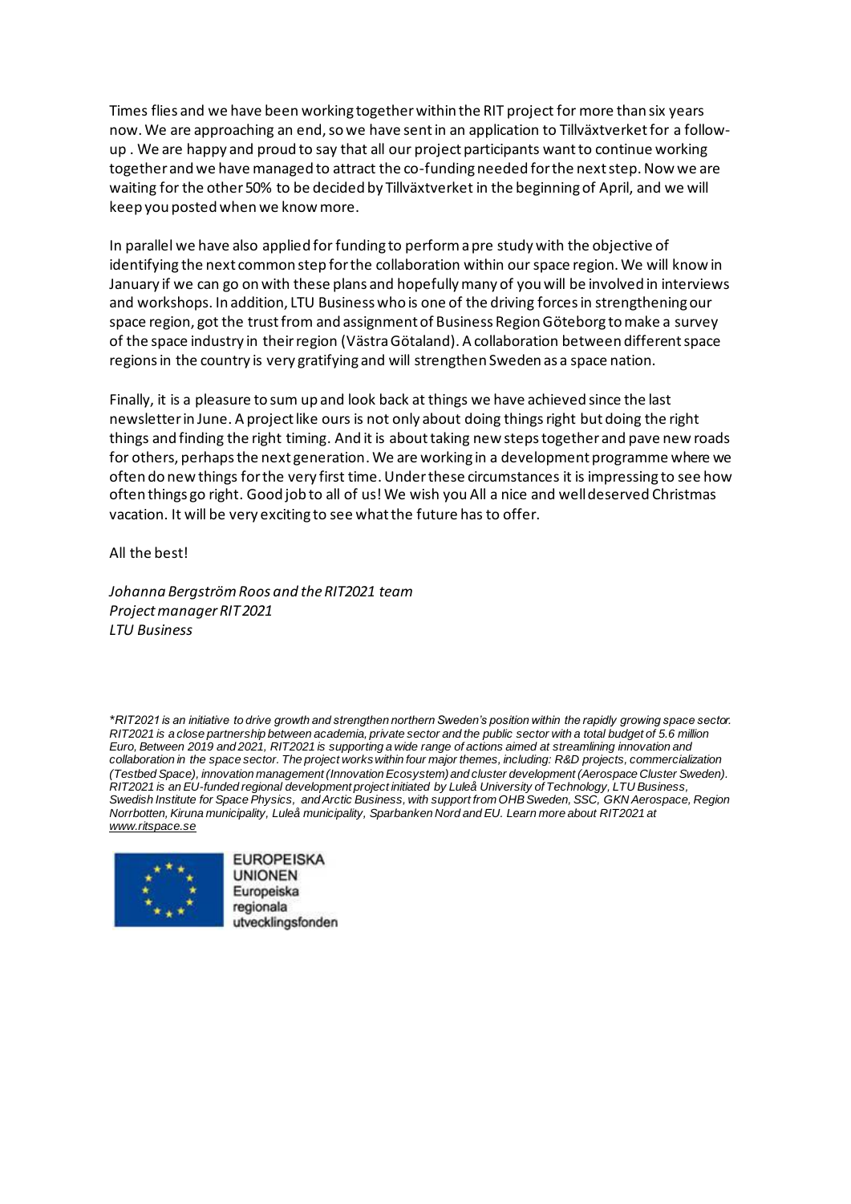Times flies and we have been working together within the RIT project for more than six years now. We are approaching an end, so we have sent in an application to Tillväxtverket for a follow-up . We are happy and proud to say that all our project participants want to continue working together and we have managed to attract the co-funding needed for the next step. Now we are waiting for the other 50% to be decided by Tillväxtverket in the beginning of April, and we will keep you posted when we know more.

In parallel we have also applied for funding to perform a pre study with the objective of identifying the next common step for the collaboration within our space region. We will know in January if we can go on with these plans and hopefully many of you will be involved in interviews and workshops. In addition, LTU Business who is one of the driving forces in strengthening our space region, got the trust from and assignment of Business Region Göteborg to make a survey of the space industry in their region (Västra Götaland). A collaboration between different space regions in the country is very gratifying and will strengthen Sweden as a space nation.

Finally, it is a pleasure to sum up and look back at things we have achieved since the last newsletter in June. A project like ours is not only about doing things right but doing the right things and finding the right timing. And it is about taking new steps together and pave new roads for others, perhaps the next generation. We are working in a development programme where we often do new things for the very first time. Under these circumstances it is impressing to see how often things go right. Good job to all of us! We wish you All a nice and well deserved Christmas vacation. It will be very exciting to see what the future has to offer.

All the best!

*Johanna Bergström Roos and the RIT2021 team*
*Project manager RIT 2021*
*LTU Business*

**RIT2021 is an initiative to drive growth and strengthen northern Sweden's position within the rapidly growing space sector. RIT2021 is a close partnership between academia, private sector and the public sector with a total budget of 5.6 million Euro, Between 2019 and 2021, RIT2021 is supporting a wide range of actions aimed at streamlining innovation and collaboration in the space sector. The project works within four major themes, including: R&D projects, commercialization (Testbed Space), innovation management (Innovation Ecosystem) and cluster development (Aerospace Cluster Sweden). RIT2021 is an EU-funded regional development project initiated by Luleå University of Technology, LTU Business, Swedish Institute for Space Physics, and Arctic Business, with support from OHB Sweden, SSC, GKN Aerospace, Region Norrbotten, Kiruna municipality, Luleå municipality, Sparbanken Nord and EU. Learn more about RIT2021 at www.ritspace.se*

EUROPEISKA UNIONEN
Europeiska regionala utvecklingsfonden